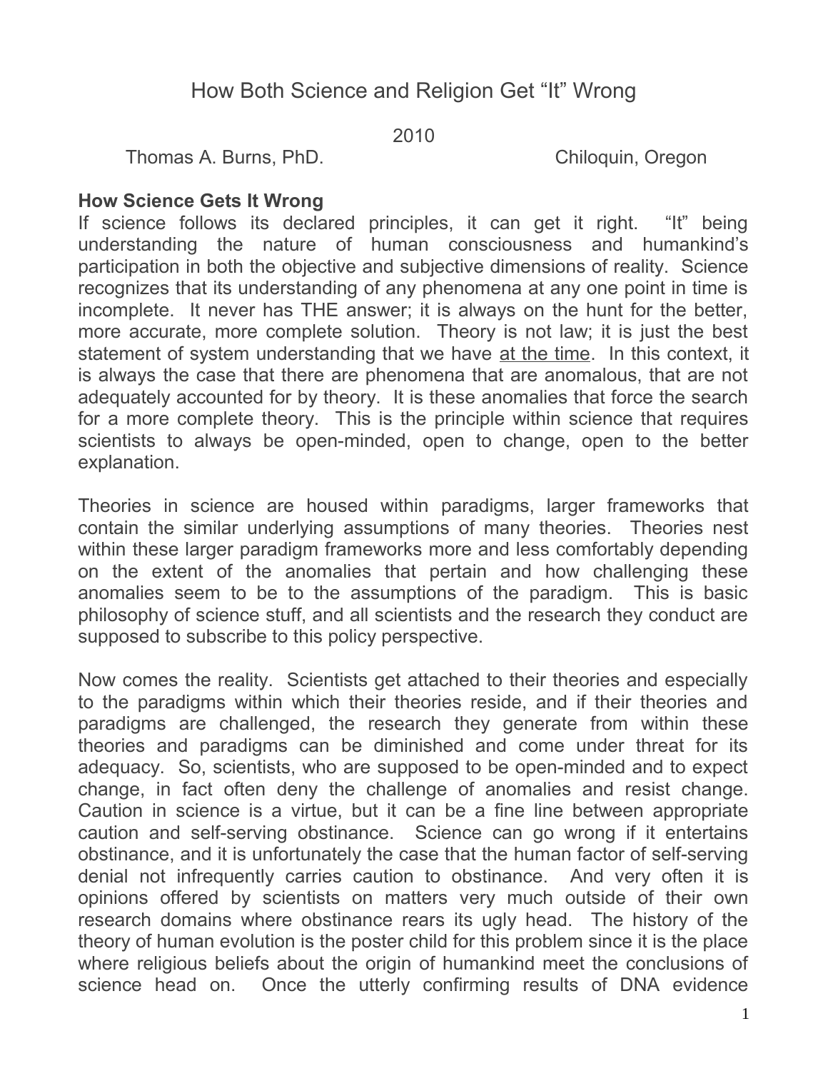# How Both Science and Religion Get "It" Wrong

2010

Thomas A. Burns, PhD. Chiloquin, Oregon

## How Science Gets It Wrong

If science follows its declared principles, it can get it right. "It" being understanding the nature of human consciousness and humankind's participation in both the objective and subjective dimensions of reality. Science recognizes that its understanding of any phenomena at any one point in time is incomplete. It never has THE answer; it is always on the hunt for the better, more accurate, more complete solution. Theory is not law; it is just the best statement of system understanding that we have <u>at the time</u>. In this context, it is always the case that there are phenomena that are anomalous, that are not adequately accounted for by theory. It is these anomalies that force the search for a more complete theory. This is the principle within science that requires scientists to always be open-minded, open to change, open to the better explanation.

Theories in science are housed within paradigms, larger frameworks that contain the similar underlying assumptions of many theories. Theories nest within these larger paradigm frameworks more and less comfortably depending on the extent of the anomalies that pertain and how challenging these anomalies seem to be to the assumptions of the paradigm. This is basic philosophy of science stuff, and all scientists and the research they conduct are supposed to subscribe to this policy perspective.

Now comes the reality. Scientists get attached to their theories and especially to the paradigms within which their theories reside, and if their theories and paradigms are challenged, the research they generate from within these theories and paradigms can be diminished and come under threat for its adequacy. So, scientists, who are supposed to be open-minded and to expect change, in fact often deny the challenge of anomalies and resist change. Caution in science is a virtue, but it can be a fine line between appropriate caution and self-serving obstinance. Science can go wrong if it entertains obstinance, and it is unfortunately the case that the human factor of self-serving denial not infrequently carries caution to obstinance. And very often it is opinions offered by scientists on matters very much outside of their own research domains where obstinance rears its ugly head. The history of the theory of human evolution is the poster child for this problem since it is the place where religious beliefs about the origin of humankind meet the conclusions of science head on. Once the utterly confirming results of DNA evidence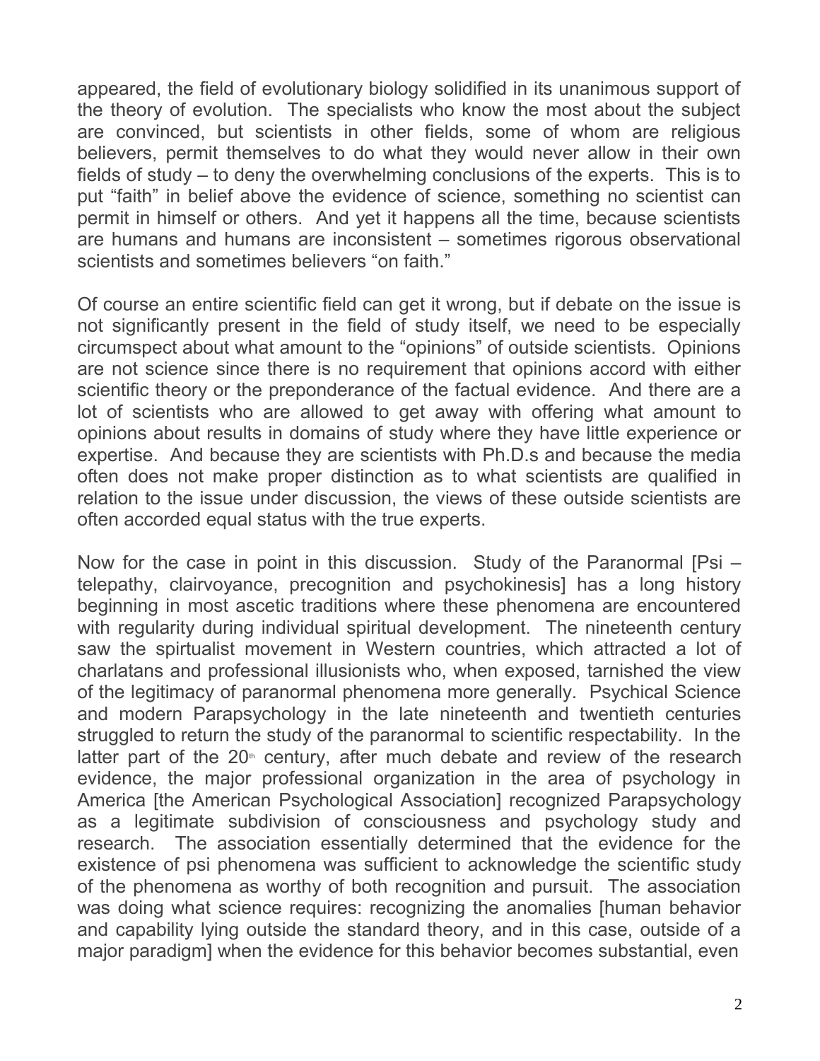appeared, the field of evolutionary biology solidified in its unanimous support of the theory of evolution. The specialists who know the most about the subject are convinced, but scientists in other fields, some of whom are religious believers, permit themselves to do what they would never allow in their own fields of study – to deny the overwhelming conclusions of the experts. This is to put "faith" in belief above the evidence of science, something no scientist can permit in himself or others. And yet it happens all the time, because scientists are humans and humans are inconsistent – sometimes rigorous observational scientists and sometimes believers "on faith."

Of course an entire scientific field can get it wrong, but if debate on the issue is not significantly present in the field of study itself, we need to be especially circumspect about what amount to the "opinions" of outside scientists. Opinions are not science since there is no requirement that opinions accord with either scientific theory or the preponderance of the factual evidence. And there are a lot of scientists who are allowed to get away with offering what amount to opinions about results in domains of study where they have little experience or expertise. And because they are scientists with Ph.D.s and because the media often does not make proper distinction as to what scientists are qualified in relation to the issue under discussion, the views of these outside scientists are often accorded equal status with the true experts.

Now for the case in point in this discussion. Study of the Paranormal [Psi – telepathy, clairvoyance, precognition and psychokinesis] has a long history beginning in most ascetic traditions where these phenomena are encountered with regularity during individual spiritual development. The nineteenth century saw the spirtualist movement in Western countries, which attracted a lot of charlatans and professional illusionists who, when exposed, tarnished the view of the legitimacy of paranormal phenomena more generally. Psychical Science and modern Parapsychology in the late nineteenth and twentieth centuries struggled to return the study of the paranormal to scientific respectability. In the latter part of the 20th century, after much debate and review of the research evidence, the major professional organization in the area of psychology in America [the American Psychological Association] recognized Parapsychology as a legitimate subdivision of consciousness and psychology study and research. The association essentially determined that the evidence for the existence of psi phenomena was sufficient to acknowledge the scientific study of the phenomena as worthy of both recognition and pursuit. The association was doing what science requires: recognizing the anomalies [human behavior and capability lying outside the standard theory, and in this case, outside of a major paradigm] when the evidence for this behavior becomes substantial, even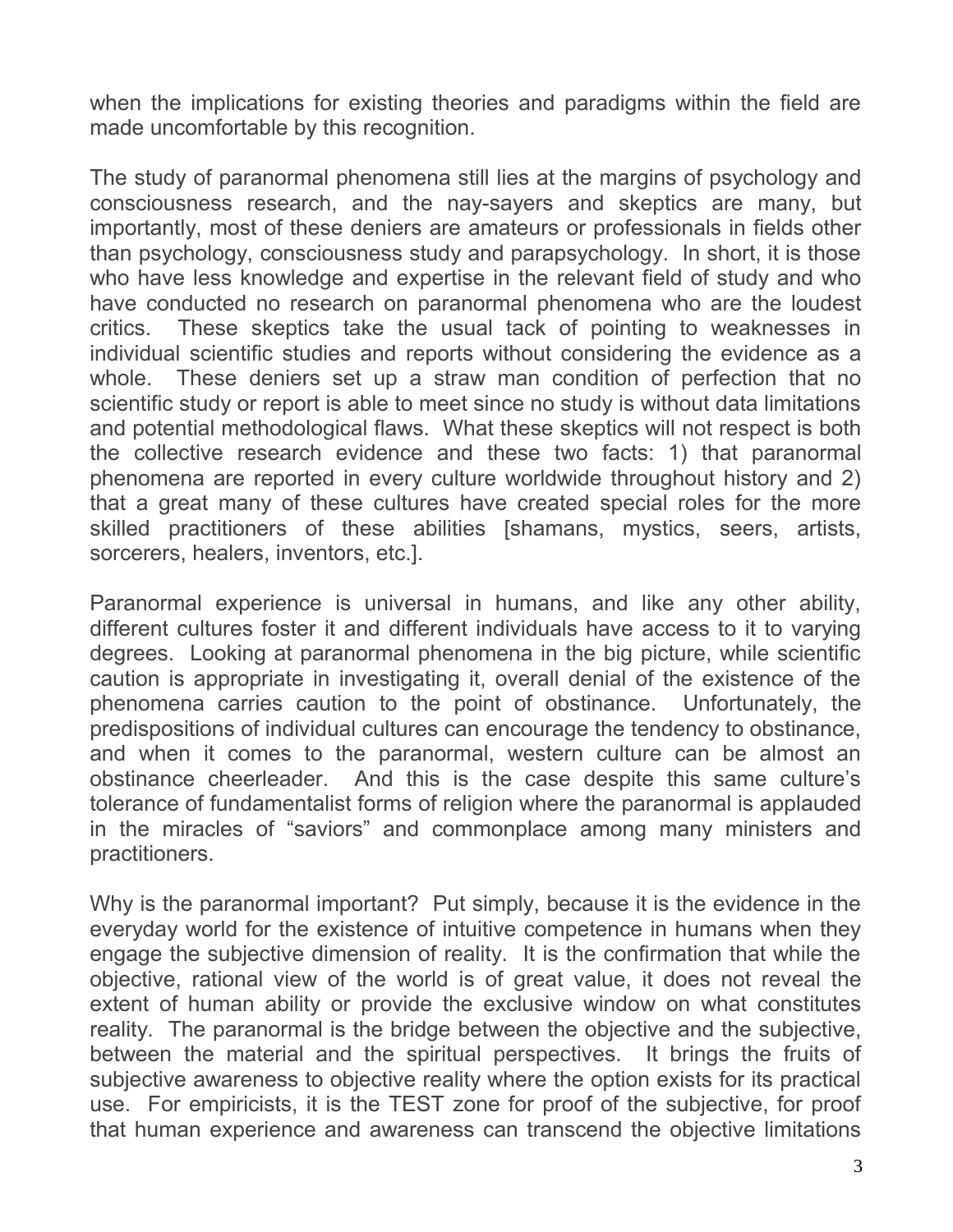when the implications for existing theories and paradigms within the field are made uncomfortable by this recognition.

The study of paranormal phenomena still lies at the margins of psychology and consciousness research, and the nay-sayers and skeptics are many, but importantly, most of these deniers are amateurs or professionals in fields other than psychology, consciousness study and parapsychology. In short, it is those who have less knowledge and expertise in the relevant field of study and who have conducted no research on paranormal phenomena who are the loudest critics. These skeptics take the usual tack of pointing to weaknesses in individual scientific studies and reports without considering the evidence as a whole. These deniers set up a straw man condition of perfection that no scientific study or report is able to meet since no study is without data limitations and potential methodological flaws. What these skeptics will not respect is both the collective research evidence and these two facts: 1) that paranormal phenomena are reported in every culture worldwide throughout history and 2) that a great many of these cultures have created special roles for the more skilled practitioners of these abilities [shamans, mystics, seers, artists, sorcerers, healers, inventors, etc.].

Paranormal experience is universal in humans, and like any other ability, different cultures foster it and different individuals have access to it to varying degrees. Looking at paranormal phenomena in the big picture, while scientific caution is appropriate in investigating it, overall denial of the existence of the phenomena carries caution to the point of obstinance. Unfortunately, the predispositions of individual cultures can encourage the tendency to obstinance, and when it comes to the paranormal, western culture can be almost an obstinance cheerleader. And this is the case despite this same culture's tolerance of fundamentalist forms of religion where the paranormal is applauded in the miracles of "saviors" and commonplace among many ministers and practitioners.

Why is the paranormal important? Put simply, because it is the evidence in the everyday world for the existence of intuitive competence in humans when they engage the subjective dimension of reality. It is the confirmation that while the objective, rational view of the world is of great value, it does not reveal the extent of human ability or provide the exclusive window on what constitutes reality. The paranormal is the bridge between the objective and the subjective, between the material and the spiritual perspectives. It brings the fruits of subjective awareness to objective reality where the option exists for its practical use. For empiricists, it is the TEST zone for proof of the subjective, for proof that human experience and awareness can transcend the objective limitations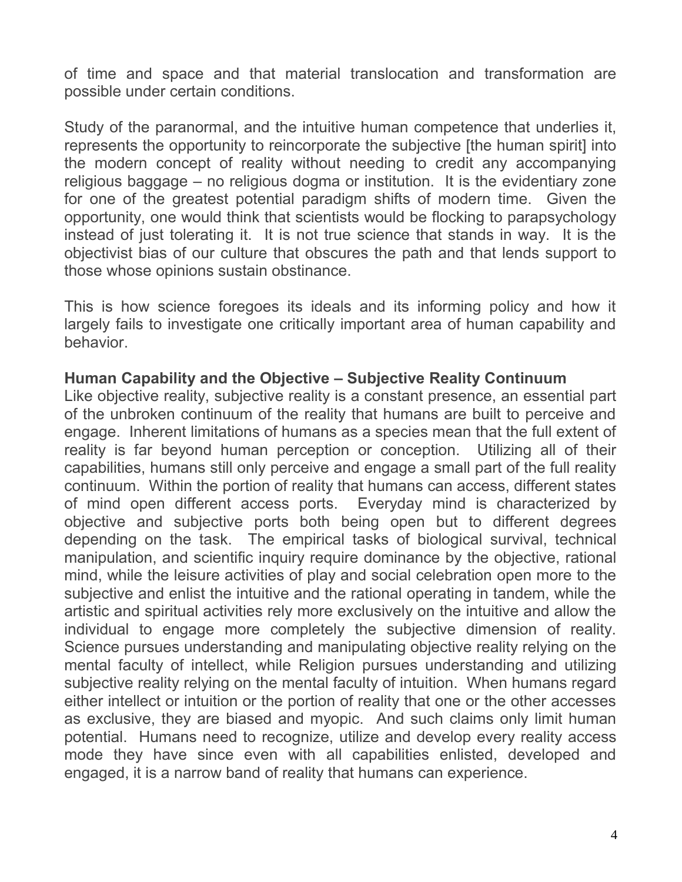of time and space and that material translocation and transformation are possible under certain conditions.

Study of the paranormal, and the intuitive human competence that underlies it, represents the opportunity to reincorporate the subjective [the human spirit] into the modern concept of reality without needing to credit any accompanying religious baggage – no religious dogma or institution. It is the evidentiary zone for one of the greatest potential paradigm shifts of modern time. Given the opportunity, one would think that scientists would be flocking to parapsychology instead of just tolerating it. It is not true science that stands in way. It is the objectivist bias of our culture that obscures the path and that lends support to those whose opinions sustain obstinance.

This is how science foregoes its ideals and its informing policy and how it largely fails to investigate one critically important area of human capability and behavior.

**Human Capability and the Objective – Subjective Reality Continuum**

Like objective reality, subjective reality is a constant presence, an essential part of the unbroken continuum of the reality that humans are built to perceive and engage. Inherent limitations of humans as a species mean that the full extent of reality is far beyond human perception or conception. Utilizing all of their capabilities, humans still only perceive and engage a small part of the full reality continuum. Within the portion of reality that humans can access, different states of mind open different access ports. Everyday mind is characterized by objective and subjective ports both being open but to different degrees depending on the task. The empirical tasks of biological survival, technical manipulation, and scientific inquiry require dominance by the objective, rational mind, while the leisure activities of play and social celebration open more to the subjective and enlist the intuitive and the rational operating in tandem, while the artistic and spiritual activities rely more exclusively on the intuitive and allow the individual to engage more completely the subjective dimension of reality. Science pursues understanding and manipulating objective reality relying on the mental faculty of intellect, while Religion pursues understanding and utilizing subjective reality relying on the mental faculty of intuition. When humans regard either intellect or intuition or the portion of reality that one or the other accesses as exclusive, they are biased and myopic. And such claims only limit human potential. Humans need to recognize, utilize and develop every reality access mode they have since even with all capabilities enlisted, developed and engaged, it is a narrow band of reality that humans can experience.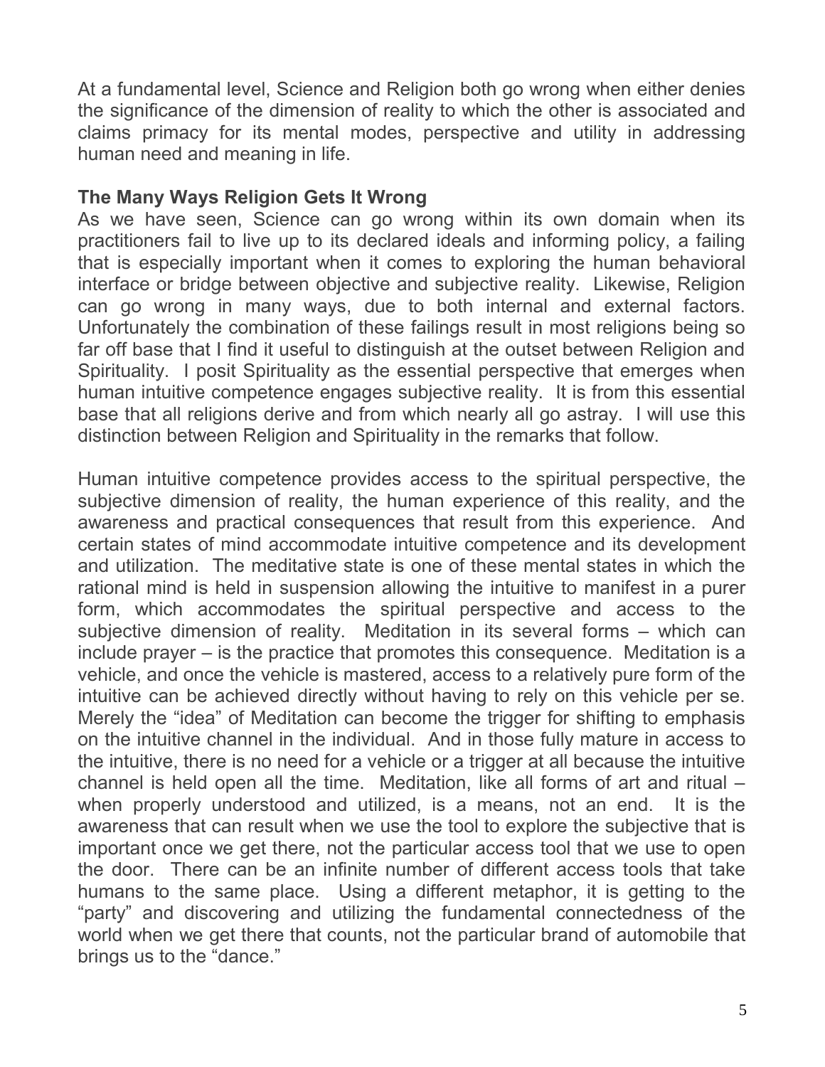At a fundamental level, Science and Religion both go wrong when either denies the significance of the dimension of reality to which the other is associated and claims primacy for its mental modes, perspective and utility in addressing human need and meaning in life.

**The Many Ways Religion Gets It Wrong**

As we have seen, Science can go wrong within its own domain when its practitioners fail to live up to its declared ideals and informing policy, a failing that is especially important when it comes to exploring the human behavioral interface or bridge between objective and subjective reality. Likewise, Religion can go wrong in many ways, due to both internal and external factors. Unfortunately the combination of these failings result in most religions being so far off base that I find it useful to distinguish at the outset between Religion and Spirituality. I posit Spirituality as the essential perspective that emerges when human intuitive competence engages subjective reality. It is from this essential base that all religions derive and from which nearly all go astray. I will use this distinction between Religion and Spirituality in the remarks that follow.

Human intuitive competence provides access to the spiritual perspective, the subjective dimension of reality, the human experience of this reality, and the awareness and practical consequences that result from this experience. And certain states of mind accommodate intuitive competence and its development and utilization. The meditative state is one of these mental states in which the rational mind is held in suspension allowing the intuitive to manifest in a purer form, which accommodates the spiritual perspective and access to the subjective dimension of reality. Meditation in its several forms – which can include prayer – is the practice that promotes this consequence. Meditation is a vehicle, and once the vehicle is mastered, access to a relatively pure form of the intuitive can be achieved directly without having to rely on this vehicle per se. Merely the "idea" of Meditation can become the trigger for shifting to emphasis on the intuitive channel in the individual. And in those fully mature in access to the intuitive, there is no need for a vehicle or a trigger at all because the intuitive channel is held open all the time. Meditation, like all forms of art and ritual – when properly understood and utilized, is a means, not an end. It is the awareness that can result when we use the tool to explore the subjective that is important once we get there, not the particular access tool that we use to open the door. There can be an infinite number of different access tools that take humans to the same place. Using a different metaphor, it is getting to the "party" and discovering and utilizing the fundamental connectedness of the world when we get there that counts, not the particular brand of automobile that brings us to the "dance."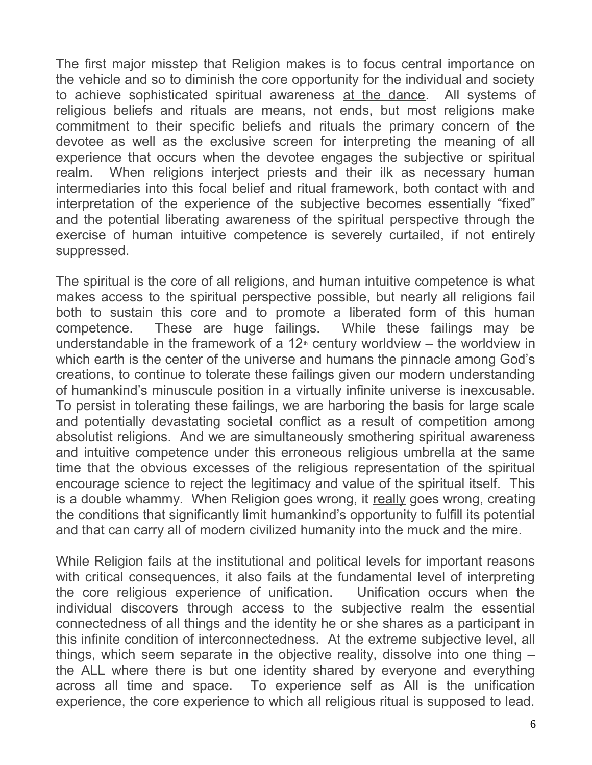The first major misstep that Religion makes is to focus central importance on the vehicle and so to diminish the core opportunity for the individual and society to achieve sophisticated spiritual awareness <u>at the dance</u>. All systems of religious beliefs and rituals are means, not ends, but most religions make commitment to their specific beliefs and rituals the primary concern of the devotee as well as the exclusive screen for interpreting the meaning of all experience that occurs when the devotee engages the subjective or spiritual realm. When religions interject priests and their ilk as necessary human intermediaries into this focal belief and ritual framework, both contact with and interpretation of the experience of the subjective becomes essentially "fixed" and the potential liberating awareness of the spiritual perspective through the exercise of human intuitive competence is severely curtailed, if not entirely suppressed.

The spiritual is the core of all religions, and human intuitive competence is what makes access to the spiritual perspective possible, but nearly all religions fail both to sustain this core and to promote a liberated form of this human competence. These are huge failings. While these failings may be understandable in the framework of a 12th century worldview – the worldview in which earth is the center of the universe and humans the pinnacle among God's creations, to continue to tolerate these failings given our modern understanding of humankind's minuscule position in a virtually infinite universe is inexcusable. To persist in tolerating these failings, we are harboring the basis for large scale and potentially devastating societal conflict as a result of competition among absolutist religions. And we are simultaneously smothering spiritual awareness and intuitive competence under this erroneous religious umbrella at the same time that the obvious excesses of the religious representation of the spiritual encourage science to reject the legitimacy and value of the spiritual itself. This is a double whammy. When Religion goes wrong, it <u>really</u> goes wrong, creating the conditions that significantly limit humankind's opportunity to fulfill its potential and that can carry all of modern civilized humanity into the muck and the mire.

While Religion fails at the institutional and political levels for important reasons with critical consequences, it also fails at the fundamental level of interpreting the core religious experience of unification. Unification occurs when the individual discovers through access to the subjective realm the essential connectedness of all things and the identity he or she shares as a participant in this infinite condition of interconnectedness. At the extreme subjective level, all things, which seem separate in the objective reality, dissolve into one thing – the ALL where there is but one identity shared by everyone and everything across all time and space. To experience self as All is the unification experience, the core experience to which all religious ritual is supposed to lead.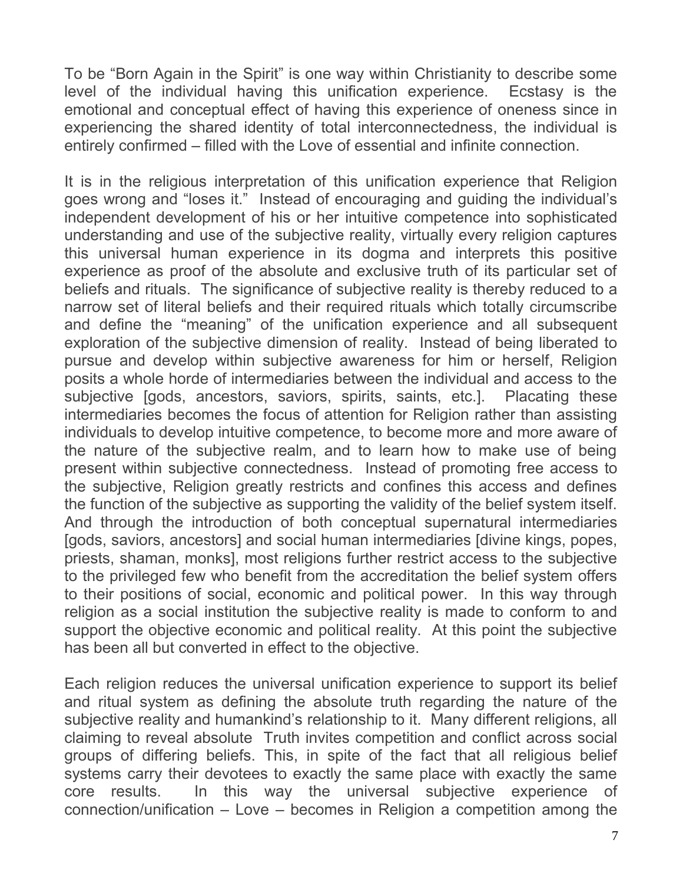To be “Born Again in the Spirit” is one way within Christianity to describe some level of the individual having this unification experience. Ecstasy is the emotional and conceptual effect of having this experience of oneness since in experiencing the shared identity of total interconnectedness, the individual is entirely confirmed – filled with the Love of essential and infinite connection.

It is in the religious interpretation of this unification experience that Religion goes wrong and “loses it.” Instead of encouraging and guiding the individual’s independent development of his or her intuitive competence into sophisticated understanding and use of the subjective reality, virtually every religion captures this universal human experience in its dogma and interprets this positive experience as proof of the absolute and exclusive truth of its particular set of beliefs and rituals. The significance of subjective reality is thereby reduced to a narrow set of literal beliefs and their required rituals which totally circumscribe and define the “meaning” of the unification experience and all subsequent exploration of the subjective dimension of reality. Instead of being liberated to pursue and develop within subjective awareness for him or herself, Religion posits a whole horde of intermediaries between the individual and access to the subjective [gods, ancestors, saviors, spirits, saints, etc.]. Placating these intermediaries becomes the focus of attention for Religion rather than assisting individuals to develop intuitive competence, to become more and more aware of the nature of the subjective realm, and to learn how to make use of being present within subjective connectedness. Instead of promoting free access to the subjective, Religion greatly restricts and confines this access and defines the function of the subjective as supporting the validity of the belief system itself. And through the introduction of both conceptual supernatural intermediaries [gods, saviors, ancestors] and social human intermediaries [divine kings, popes, priests, shaman, monks], most religions further restrict access to the subjective to the privileged few who benefit from the accreditation the belief system offers to their positions of social, economic and political power. In this way through religion as a social institution the subjective reality is made to conform to and support the objective economic and political reality. At this point the subjective has been all but converted in effect to the objective.

Each religion reduces the universal unification experience to support its belief and ritual system as defining the absolute truth regarding the nature of the subjective reality and humankind’s relationship to it. Many different religions, all claiming to reveal absolute Truth invites competition and conflict across social groups of differing beliefs. This, in spite of the fact that all religious belief systems carry their devotees to exactly the same place with exactly the same core results. In this way the universal subjective experience of connection/unification – Love – becomes in Religion a competition among the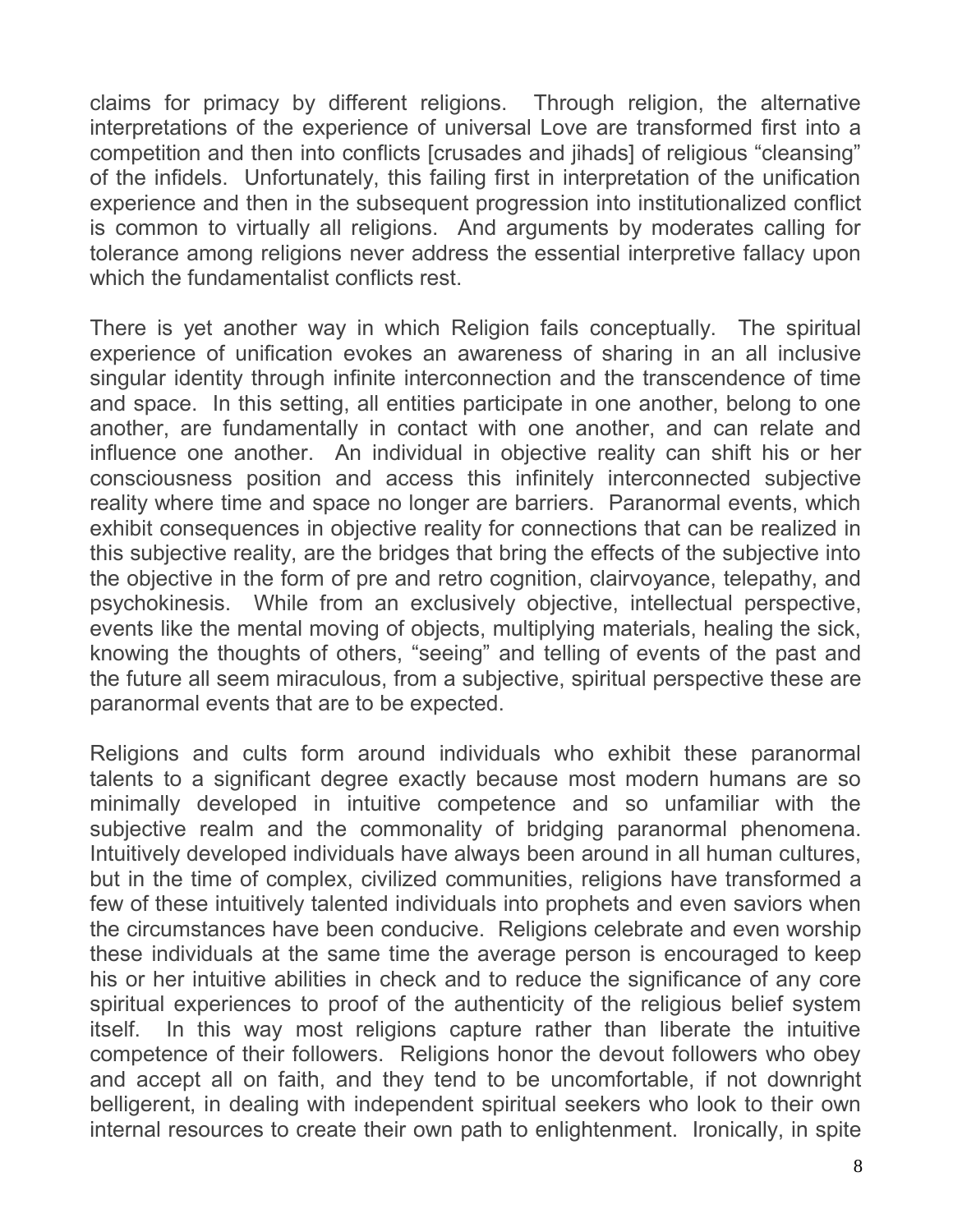claims for primacy by different religions. Through religion, the alternative interpretations of the experience of universal Love are transformed first into a competition and then into conflicts [crusades and jihads] of religious "cleansing" of the infidels. Unfortunately, this failing first in interpretation of the unification experience and then in the subsequent progression into institutionalized conflict is common to virtually all religions. And arguments by moderates calling for tolerance among religions never address the essential interpretive fallacy upon which the fundamentalist conflicts rest.

There is yet another way in which Religion fails conceptually. The spiritual experience of unification evokes an awareness of sharing in an all inclusive singular identity through infinite interconnection and the transcendence of time and space. In this setting, all entities participate in one another, belong to one another, are fundamentally in contact with one another, and can relate and influence one another. An individual in objective reality can shift his or her consciousness position and access this infinitely interconnected subjective reality where time and space no longer are barriers. Paranormal events, which exhibit consequences in objective reality for connections that can be realized in this subjective reality, are the bridges that bring the effects of the subjective into the objective in the form of pre and retro cognition, clairvoyance, telepathy, and psychokinesis. While from an exclusively objective, intellectual perspective, events like the mental moving of objects, multiplying materials, healing the sick, knowing the thoughts of others, "seeing" and telling of events of the past and the future all seem miraculous, from a subjective, spiritual perspective these are paranormal events that are to be expected.

Religions and cults form around individuals who exhibit these paranormal talents to a significant degree exactly because most modern humans are so minimally developed in intuitive competence and so unfamiliar with the subjective realm and the commonality of bridging paranormal phenomena. Intuitively developed individuals have always been around in all human cultures, but in the time of complex, civilized communities, religions have transformed a few of these intuitively talented individuals into prophets and even saviors when the circumstances have been conducive. Religions celebrate and even worship these individuals at the same time the average person is encouraged to keep his or her intuitive abilities in check and to reduce the significance of any core spiritual experiences to proof of the authenticity of the religious belief system itself. In this way most religions capture rather than liberate the intuitive competence of their followers. Religions honor the devout followers who obey and accept all on faith, and they tend to be uncomfortable, if not downright belligerent, in dealing with independent spiritual seekers who look to their own internal resources to create their own path to enlightenment. Ironically, in spite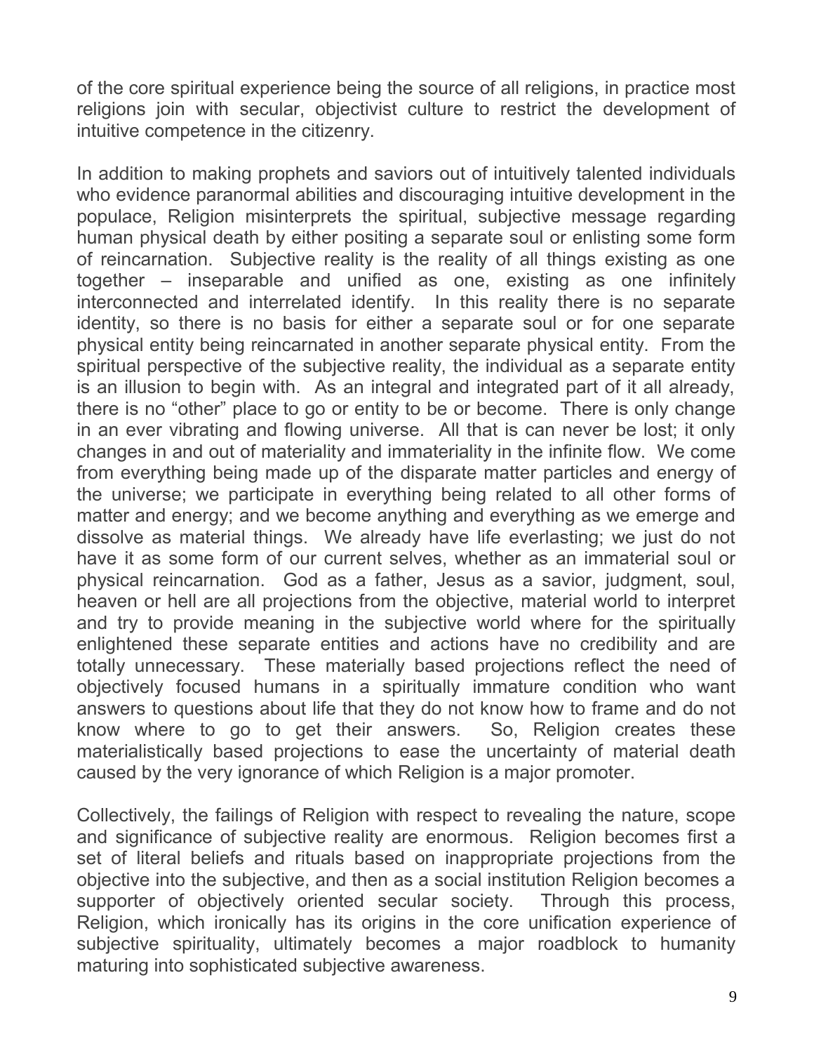of the core spiritual experience being the source of all religions, in practice most religions join with secular, objectivist culture to restrict the development of intuitive competence in the citizenry.

In addition to making prophets and saviors out of intuitively talented individuals who evidence paranormal abilities and discouraging intuitive development in the populace, Religion misinterprets the spiritual, subjective message regarding human physical death by either positing a separate soul or enlisting some form of reincarnation. Subjective reality is the reality of all things existing as one together – inseparable and unified as one, existing as one infinitely interconnected and interrelated identify. In this reality there is no separate identity, so there is no basis for either a separate soul or for one separate physical entity being reincarnated in another separate physical entity. From the spiritual perspective of the subjective reality, the individual as a separate entity is an illusion to begin with. As an integral and integrated part of it all already, there is no "other" place to go or entity to be or become. There is only change in an ever vibrating and flowing universe. All that is can never be lost; it only changes in and out of materiality and immateriality in the infinite flow. We come from everything being made up of the disparate matter particles and energy of the universe; we participate in everything being related to all other forms of matter and energy; and we become anything and everything as we emerge and dissolve as material things. We already have life everlasting; we just do not have it as some form of our current selves, whether as an immaterial soul or physical reincarnation. God as a father, Jesus as a savior, judgment, soul, heaven or hell are all projections from the objective, material world to interpret and try to provide meaning in the subjective world where for the spiritually enlightened these separate entities and actions have no credibility and are totally unnecessary. These materially based projections reflect the need of objectively focused humans in a spiritually immature condition who want answers to questions about life that they do not know how to frame and do not know where to go to get their answers. So, Religion creates these materialistically based projections to ease the uncertainty of material death caused by the very ignorance of which Religion is a major promoter.

Collectively, the failings of Religion with respect to revealing the nature, scope and significance of subjective reality are enormous. Religion becomes first a set of literal beliefs and rituals based on inappropriate projections from the objective into the subjective, and then as a social institution Religion becomes a supporter of objectively oriented secular society. Through this process, Religion, which ironically has its origins in the core unification experience of subjective spirituality, ultimately becomes a major roadblock to humanity maturing into sophisticated subjective awareness.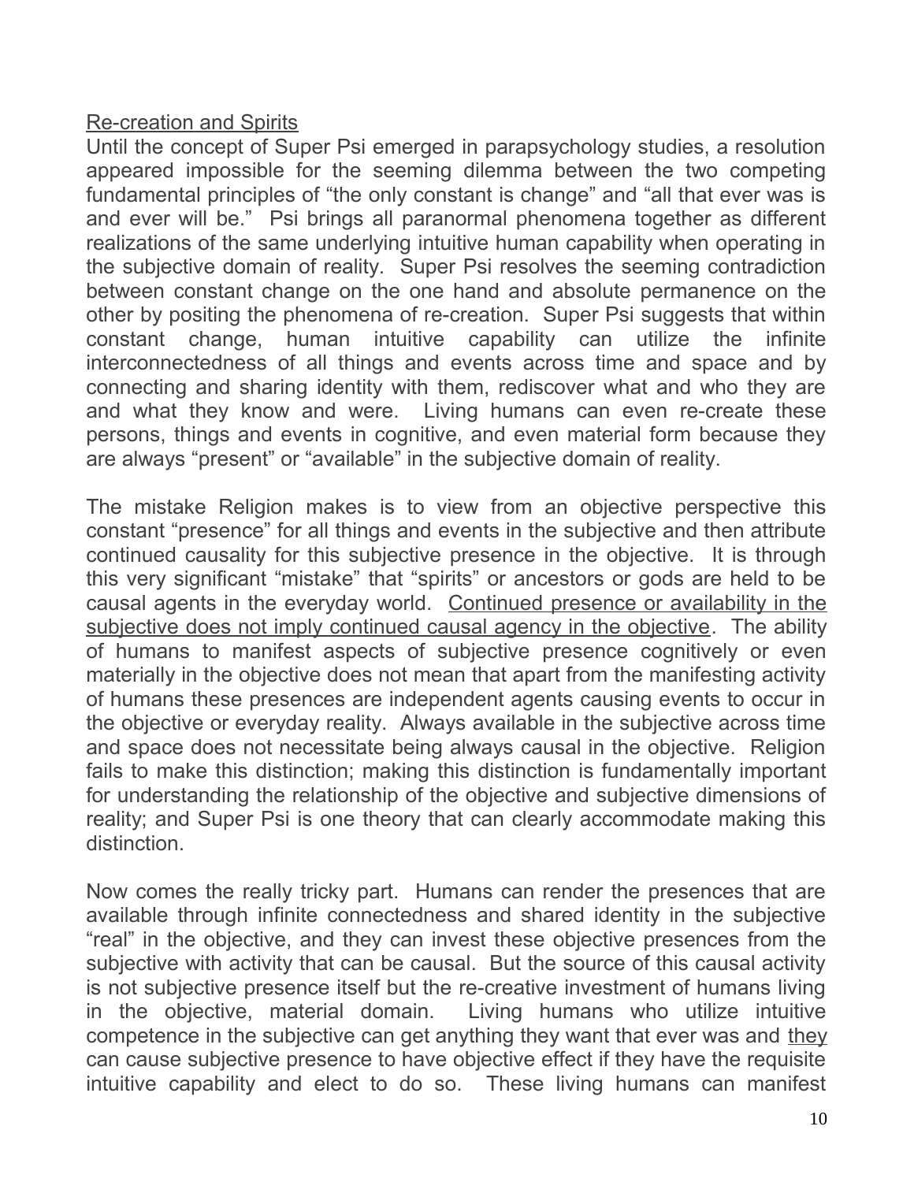Re-creation and Spirits

Until the concept of Super Psi emerged in parapsychology studies, a resolution appeared impossible for the seeming dilemma between the two competing fundamental principles of “the only constant is change” and “all that ever was is and ever will be.” Psi brings all paranormal phenomena together as different realizations of the same underlying intuitive human capability when operating in the subjective domain of reality. Super Psi resolves the seeming contradiction between constant change on the one hand and absolute permanence on the other by positing the phenomena of re-creation. Super Psi suggests that within constant change, human intuitive capability can utilize the infinite interconnectedness of all things and events across time and space and by connecting and sharing identity with them, rediscover what and who they are and what they know and were. Living humans can even re-create these persons, things and events in cognitive, and even material form because they are always “present” or “available” in the subjective domain of reality.

The mistake Religion makes is to view from an objective perspective this constant “presence” for all things and events in the subjective and then attribute continued causality for this subjective presence in the objective. It is through this very significant “mistake” that “spirits” or ancestors or gods are held to be causal agents in the everyday world. <u>Continued presence or availability in the subjective does not imply continued causal agency in the objective</u>. The ability of humans to manifest aspects of subjective presence cognitively or even materially in the objective does not mean that apart from the manifesting activity of humans these presences are independent agents causing events to occur in the objective or everyday reality. Always available in the subjective across time and space does not necessitate being always causal in the objective. Religion fails to make this distinction; making this distinction is fundamentally important for understanding the relationship of the objective and subjective dimensions of reality; and Super Psi is one theory that can clearly accommodate making this distinction.

Now comes the really tricky part. Humans can render the presences that are available through infinite connectedness and shared identity in the subjective “real” in the objective, and they can invest these objective presences from the subjective with activity that can be causal. But the source of this causal activity is not subjective presence itself but the re-creative investment of humans living in the objective, material domain. Living humans who utilize intuitive competence in the subjective can get anything they want that ever was and <u>they</u> can cause subjective presence to have objective effect if they have the requisite intuitive capability and elect to do so. These living humans can manifest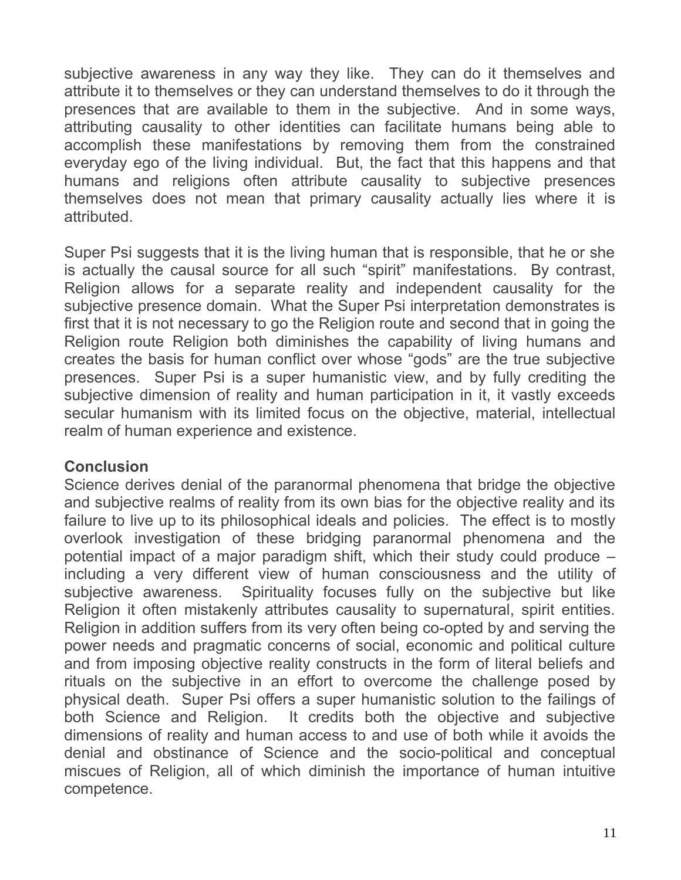subjective awareness in any way they like. They can do it themselves and attribute it to themselves or they can understand themselves to do it through the presences that are available to them in the subjective. And in some ways, attributing causality to other identities can facilitate humans being able to accomplish these manifestations by removing them from the constrained everyday ego of the living individual. But, the fact that this happens and that humans and religions often attribute causality to subjective presences themselves does not mean that primary causality actually lies where it is attributed.

Super Psi suggests that it is the living human that is responsible, that he or she is actually the causal source for all such "spirit" manifestations. By contrast, Religion allows for a separate reality and independent causality for the subjective presence domain. What the Super Psi interpretation demonstrates is first that it is not necessary to go the Religion route and second that in going the Religion route Religion both diminishes the capability of living humans and creates the basis for human conflict over whose "gods" are the true subjective presences. Super Psi is a super humanistic view, and by fully crediting the subjective dimension of reality and human participation in it, it vastly exceeds secular humanism with its limited focus on the objective, material, intellectual realm of human experience and existence.

**Conclusion**

Science derives denial of the paranormal phenomena that bridge the objective and subjective realms of reality from its own bias for the objective reality and its failure to live up to its philosophical ideals and policies. The effect is to mostly overlook investigation of these bridging paranormal phenomena and the potential impact of a major paradigm shift, which their study could produce – including a very different view of human consciousness and the utility of subjective awareness. Spirituality focuses fully on the subjective but like Religion it often mistakenly attributes causality to supernatural, spirit entities. Religion in addition suffers from its very often being co-opted by and serving the power needs and pragmatic concerns of social, economic and political culture and from imposing objective reality constructs in the form of literal beliefs and rituals on the subjective in an effort to overcome the challenge posed by physical death. Super Psi offers a super humanistic solution to the failings of both Science and Religion. It credits both the objective and subjective dimensions of reality and human access to and use of both while it avoids the denial and obstinance of Science and the socio-political and conceptual miscues of Religion, all of which diminish the importance of human intuitive competence.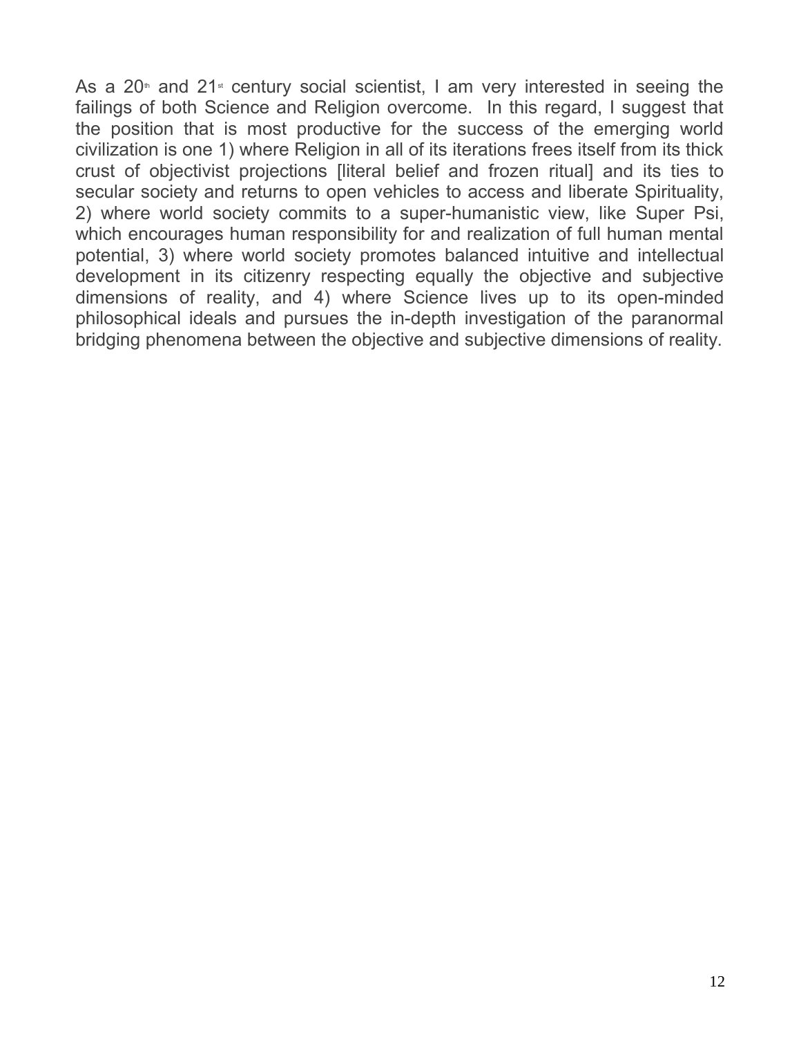As a $20^{th}$ and $21^{st}$ century social scientist, I am very interested in seeing the failings of both Science and Religion overcome. In this regard, I suggest that the position that is most productive for the success of the emerging world civilization is one 1) where Religion in all of its iterations frees itself from its thick crust of objectivist projections [literal belief and frozen ritual] and its ties to secular society and returns to open vehicles to access and liberate Spirituality, 2) where world society commits to a super-humanistic view, like Super Psi, which encourages human responsibility for and realization of full human mental potential, 3) where world society promotes balanced intuitive and intellectual development in its citizenry respecting equally the objective and subjective dimensions of reality, and 4) where Science lives up to its open-minded philosophical ideals and pursues the in-depth investigation of the paranormal bridging phenomena between the objective and subjective dimensions of reality.